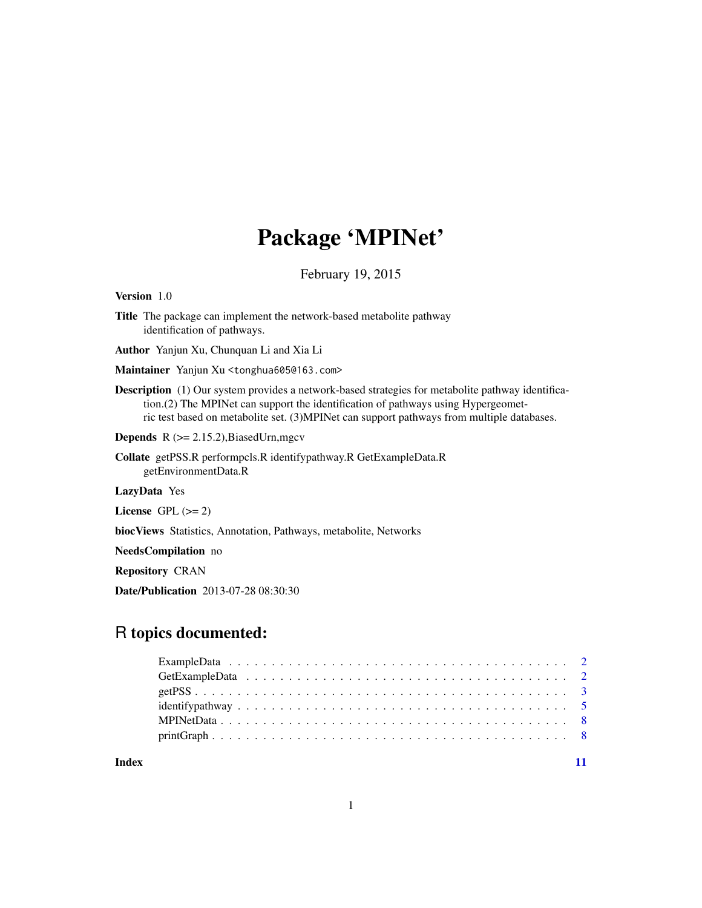# Package 'MPINet'

February 19, 2015

**Version** 1.0

**Title** The package can implement the network-based metabolite pathway identification of pathways.

**Author** Yanjun Xu, Chunquan Li and Xia Li

**Maintainer** Yanjun Xu <tonghua605@163.com>

**Description** (1) Our system provides a network-based strategies for metabolite pathway identification.(2) The MPINet can support the identification of pathways using Hypergeometric test based on metabolite set. (3)MPINet can support pathways from multiple databases.

**Depends** R (>= 2.15.2),BiasedUrn,mgcv

**Collate** getPSS.R performpcls.R identifypathway.R GetExampleData.R getEnvironmentData.R

**LazyData** Yes

**License** GPL (>= 2)

**biocViews** Statistics, Annotation, Pathways, metabolite, Networks

**NeedsCompilation** no

**Repository** CRAN

**Date/Publication** 2013-07-28 08:30:30

## R topics documented:

- ExampleData . . . . . . . . . . . . . . . . . . . . . . . . . . . . . . . . . . . . . . . 2
- GetExampleData . . . . . . . . . . . . . . . . . . . . . . . . . . . . . . . . . . . . . 2
- getPSS . . . . . . . . . . . . . . . . . . . . . . . . . . . . . . . . . . . . . . . . . . 3
- identifypathway . . . . . . . . . . . . . . . . . . . . . . . . . . . . . . . . . . . . . 5
- MPINetData . . . . . . . . . . . . . . . . . . . . . . . . . . . . . . . . . . . . . . . 8
- printGraph . . . . . . . . . . . . . . . . . . . . . . . . . . . . . . . . . . . . . . . . 8

**Index** 11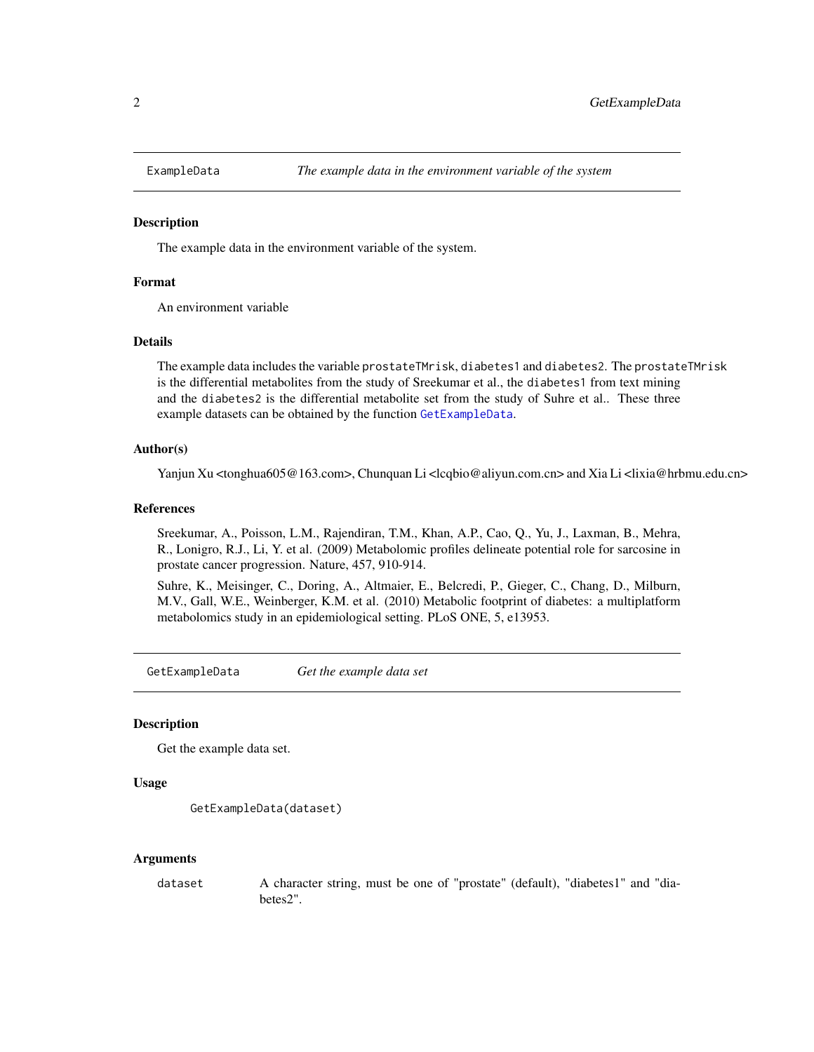## ExampleData    *The example data in the environment variable of the system*

### Description

The example data in the environment variable of the system.

### Format

An environment variable

### Details

The example data includes the variable `prostateTMrisk`, `diabetes1` and `diabetes2`. The `prostateTMrisk` is the differential metabolites from the study of Sreekumar et al., the `diabetes1` from text mining and the `diabetes2` is the differential metabolite set from the study of Suhre et al.. These three example datasets can be obtained by the function `GetExampleData`.

### Author(s)

Yanjun Xu <tonghua605@163.com>, Chunquan Li <lcqbio@aliyun.com.cn> and Xia Li <lixia@hrbmu.edu.cn>

### References

Sreekumar, A., Poisson, L.M., Rajendiran, T.M., Khan, A.P., Cao, Q., Yu, J., Laxman, B., Mehra, R., Lonigro, R.J., Li, Y. et al. (2009) Metabolomic profiles delineate potential role for sarcosine in prostate cancer progression. Nature, 457, 910-914.

Suhre, K., Meisinger, C., Doring, A., Altmaier, E., Belcredi, P., Gieger, C., Chang, D., Milburn, M.V., Gall, W.E., Weinberger, K.M. et al. (2010) Metabolic footprint of diabetes: a multiplatform metabolomics study in an epidemiological setting. PLoS ONE, 5, e13953.

## GetExampleData    *Get the example data set*

### Description

Get the example data set.

### Usage

```
GetExampleData(dataset)
```

### Arguments

| | |
|---|---|
| dataset | A character string, must be one of "prostate" (default), "diabetes1" and "diabetes2". |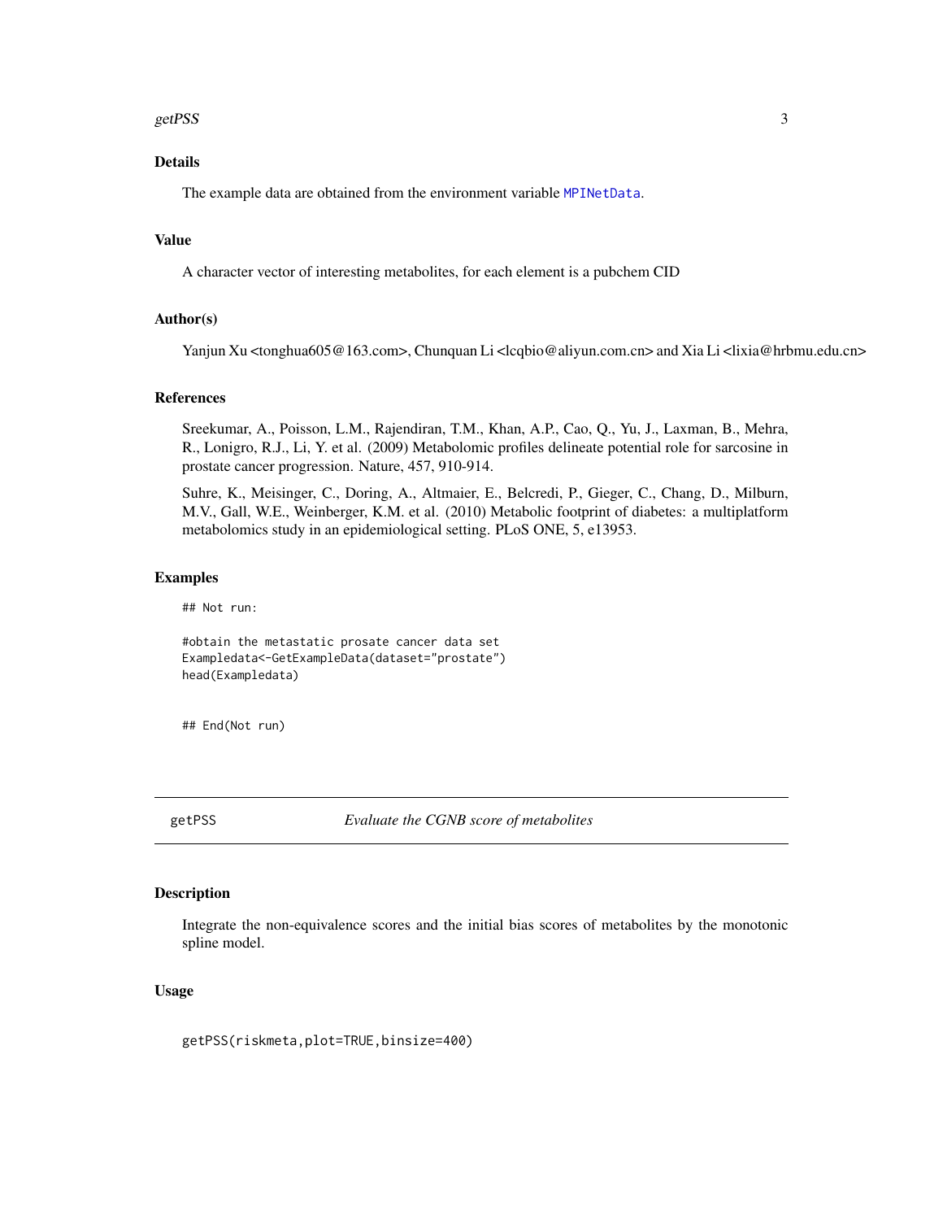## Details

The example data are obtained from the environment variable MPINetData.

## Value

A character vector of interesting metabolites, for each element is a pubchem CID

## Author(s)

Yanjun Xu <tonghua605@163.com>, Chunquan Li <lcqbio@aliyun.com.cn> and Xia Li <lixia@hrbmu.edu.cn>

## References

Sreekumar, A., Poisson, L.M., Rajendiran, T.M., Khan, A.P., Cao, Q., Yu, J., Laxman, B., Mehra, R., Lonigro, R.J., Li, Y. et al. (2009) Metabolomic profiles delineate potential role for sarcosine in prostate cancer progression. Nature, 457, 910-914.

Suhre, K., Meisinger, C., Doring, A., Altmaier, E., Belcredi, P., Gieger, C., Chang, D., Milburn, M.V., Gall, W.E., Weinberger, K.M. et al. (2010) Metabolic footprint of diabetes: a multiplatform metabolomics study in an epidemiological setting. PLoS ONE, 5, e13953.

## Examples

```
## Not run:

#obtain the metastatic prosate cancer data set
Exampledata<-GetExampleData(dataset="prostate")
head(Exampledata)


## End(Not run)
```

---

# getPSS *Evaluate the CGNB score of metabolites*

## Description

Integrate the non-equivalence scores and the initial bias scores of metabolites by the monotonic spline model.

## Usage

```
getPSS(riskmeta,plot=TRUE,binsize=400)
```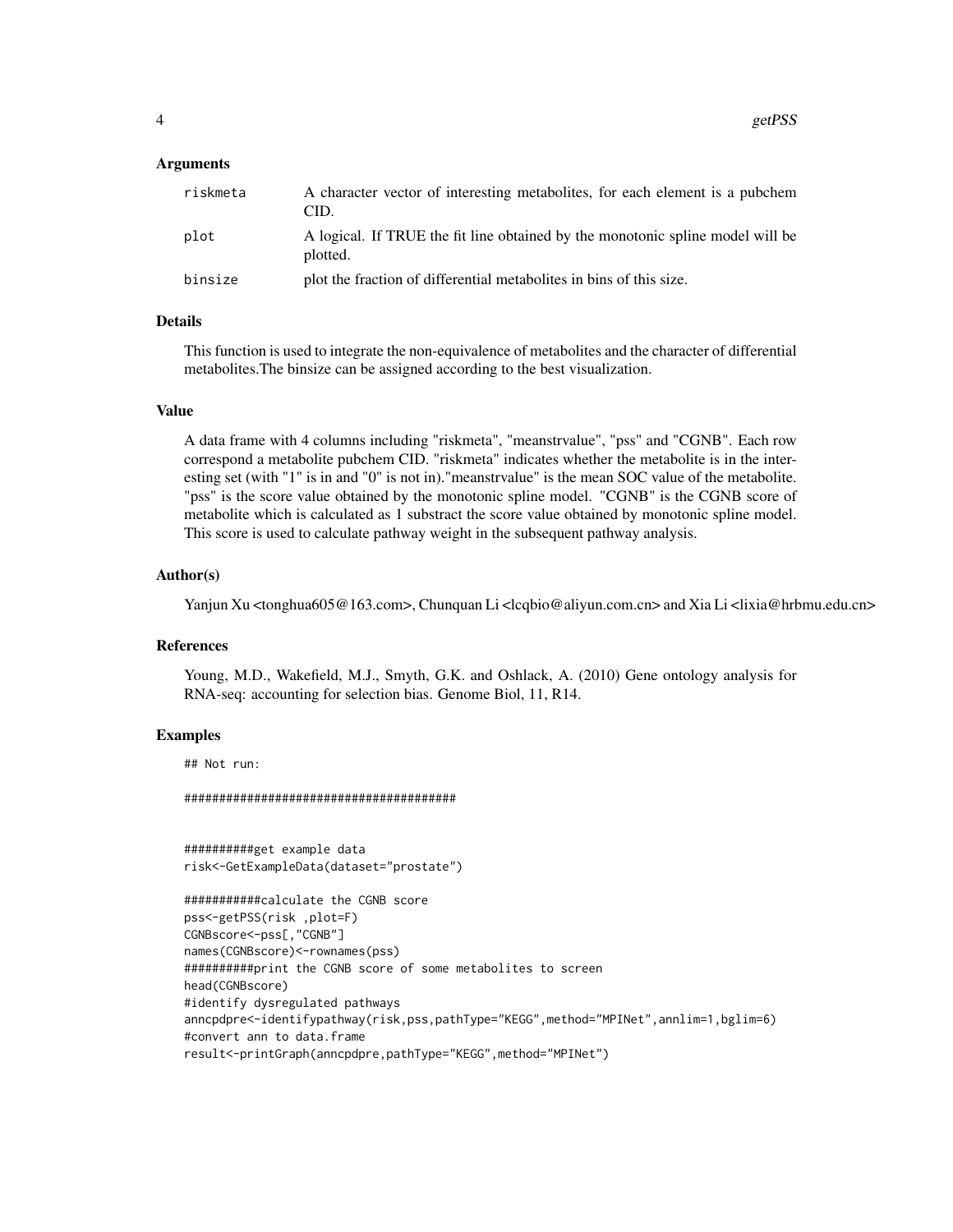## Arguments

| | |
|---|---|
| riskmeta | A character vector of interesting metabolites, for each element is a pubchem CID. |
| plot | A logical. If TRUE the fit line obtained by the monotonic spline model will be plotted. |
| binsize | plot the fraction of differential metabolites in bins of this size. |

## Details

This function is used to integrate the non-equivalence of metabolites and the character of differential metabolites.The binsize can be assigned according to the best visualization.

## Value

A data frame with 4 columns including "riskmeta", "meanstrvalue", "pss" and "CGNB". Each row correspond a metabolite pubchem CID. "riskmeta" indicates whether the metabolite is in the interesting set (with "1" is in and "0" is not in)."meanstrvalue" is the mean SOC value of the metabolite. "pss" is the score value obtained by the monotonic spline model. "CGNB" is the CGNB score of metabolite which is calculated as 1 substract the score value obtained by monotonic spline model. This score is used to calculate pathway weight in the subsequent pathway analysis.

## Author(s)

Yanjun Xu <tonghua605@163.com>, Chunquan Li <lcqbio@aliyun.com.cn> and Xia Li <lixia@hrbmu.edu.cn>

## References

Young, M.D., Wakefield, M.J., Smyth, G.K. and Oshlack, A. (2010) Gene ontology analysis for RNA-seq: accounting for selection bias. Genome Biol, 11, R14.

## Examples

```
## Not run:

#######################################


##########get example data
risk<-GetExampleData(dataset="prostate")

###########calculate the CGNB score
pss<-getPSS(risk ,plot=F)
CGNBscore<-pss[,"CGNB"]
names(CGNBscore)<-rownames(pss)
##########print the CGNB score of some metabolites to screen
head(CGNBscore)
#identify dysregulated pathways
anncpdpre<-identifypathway(risk,pss,pathType="KEGG",method="MPINet",annlim=1,bglim=6)
#convert ann to data.frame
result<-printGraph(anncpdpre,pathType="KEGG",method="MPINet")
```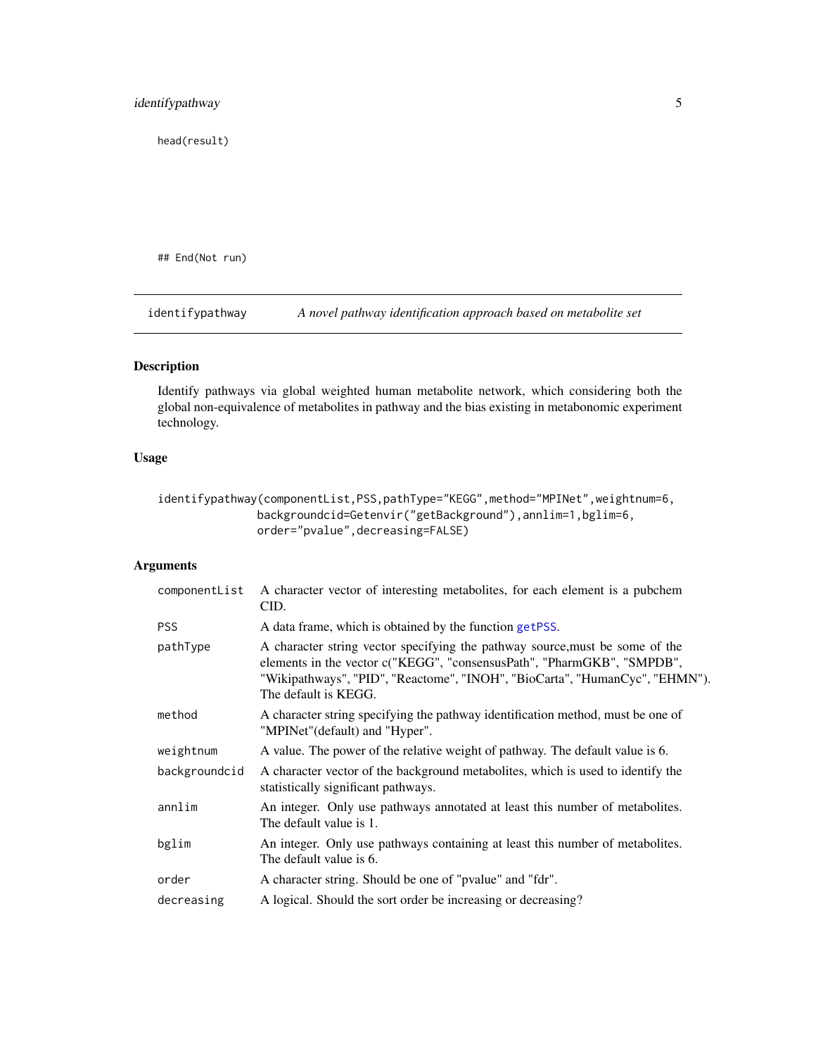```
head(result)

## End(Not run)
```

---

identifypathway *A novel pathway identification approach based on metabolite set*

---

### Description

Identify pathways via global weighted human metabolite network, which considering both the global non-equivalence of metabolites in pathway and the bias existing in metabonomic experiment technology.

### Usage

```
identifypathway(componentList,PSS,pathType="KEGG",method="MPINet",weightnum=6,
                backgroundcid=Getenvir("getBackground"),annlim=1,bglim=6,
                order="pvalue",decreasing=FALSE)
```

### Arguments

| | |
|---|---|
| componentList | A character vector of interesting metabolites, for each element is a pubchem CID. |
| PSS | A data frame, which is obtained by the function getPSS. |
| pathType | A character string vector specifying the pathway source,must be some of the elements in the vector c("KEGG", "consensusPath", "PharmGKB", "SMPDB", "Wikipathways", "PID", "Reactome", "INOH", "BioCarta", "HumanCyc", "EHMN"). The default is KEGG. |
| method | A character string specifying the pathway identification method, must be one of "MPINet"(default) and "Hyper". |
| weightnum | A value. The power of the relative weight of pathway. The default value is 6. |
| backgroundcid | A character vector of the background metabolites, which is used to identify the statistically significant pathways. |
| annlim | An integer. Only use pathways annotated at least this number of metabolites. The default value is 1. |
| bglim | An integer. Only use pathways containing at least this number of metabolites. The default value is 6. |
| order | A character string. Should be one of "pvalue" and "fdr". |
| decreasing | A logical. Should the sort order be increasing or decreasing? |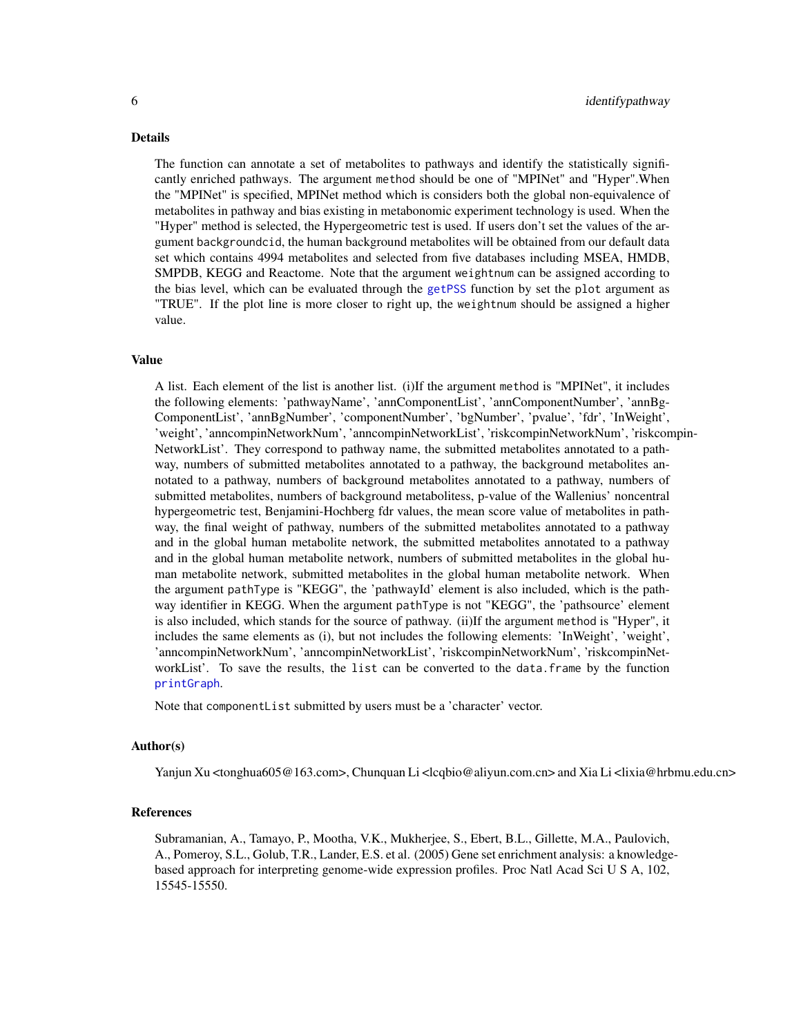## Details

The function can annotate a set of metabolites to pathways and identify the statistically significantly enriched pathways. The argument `method` should be one of "MPINet" and "Hyper".When the "MPINet" is specified, MPINet method which is considers both the global non-equivalence of metabolites in pathway and bias existing in metabonomic experiment technology is used. When the "Hyper" method is selected, the Hypergeometric test is used. If users don't set the values of the argument `backgroundcid`, the human background metabolites will be obtained from our default data set which contains 4994 metabolites and selected from five databases including MSEA, HMDB, SMPDB, KEGG and Reactome. Note that the argument `weightnum` can be assigned according to the bias level, which can be evaluated through the `getPSS` function by set the `plot` argument as "TRUE". If the plot line is more closer to right up, the `weightnum` should be assigned a higher value.

## Value

A list. Each element of the list is another list. (i)If the argument `method` is "MPINet", it includes the following elements: 'pathwayName', 'annComponentList', 'annComponentNumber', 'annBgComponentList', 'annBgNumber', 'componentNumber', 'bgNumber', 'pvalue', 'fdr', 'InWeight', 'weight', 'anncompinNetworkNum', 'anncompinNetworkList', 'riskcompinNetworkNum', 'riskcompinNetworkList'. They correspond to pathway name, the submitted metabolites annotated to a pathway, numbers of submitted metabolites annotated to a pathway, the background metabolites annotated to a pathway, numbers of background metabolites annotated to a pathway, numbers of submitted metabolites, numbers of background metabolitess, p-value of the Wallenius' noncentral hypergeometric test, Benjamini-Hochberg fdr values, the mean score value of metabolites in pathway, the final weight of pathway, numbers of the submitted metabolites annotated to a pathway and in the global human metabolite network, the submitted metabolites annotated to a pathway and in the global human metabolite network, numbers of submitted metabolites in the global human metabolite network, submitted metabolites in the global human metabolite network. When the argument `pathType` is "KEGG", the 'pathwayId' element is also included, which is the pathway identifier in KEGG. When the argument `pathType` is not "KEGG", the 'pathsource' element is also included, which stands for the source of pathway. (ii)If the argument `method` is "Hyper", it includes the same elements as (i), but not includes the following elements: 'InWeight', 'weight', 'anncompinNetworkNum', 'anncompinNetworkList', 'riskcompinNetworkNum', 'riskcompinNetworkList'. To save the results, the `list` can be converted to the `data.frame` by the function `printGraph`.

Note that `componentList` submitted by users must be a 'character' vector.

## Author(s)

Yanjun Xu <tonghua605@163.com>, Chunquan Li <lcqbio@aliyun.com.cn> and Xia Li <lixia@hrbmu.edu.cn>

## References

Subramanian, A., Tamayo, P., Mootha, V.K., Mukherjee, S., Ebert, B.L., Gillette, M.A., Paulovich, A., Pomeroy, S.L., Golub, T.R., Lander, E.S. et al. (2005) Gene set enrichment analysis: a knowledge-based approach for interpreting genome-wide expression profiles. Proc Natl Acad Sci U S A, 102, 15545-15550.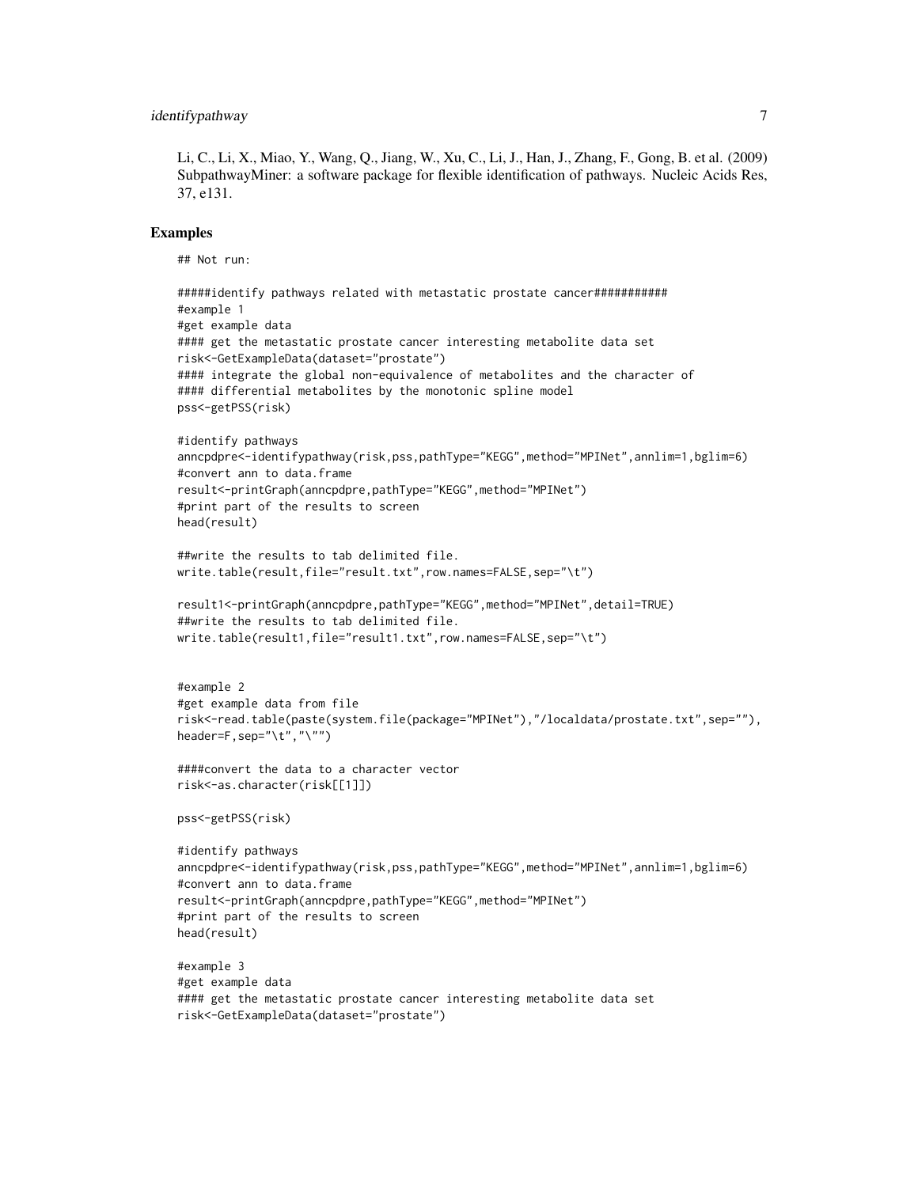Li, C., Li, X., Miao, Y., Wang, Q., Jiang, W., Xu, C., Li, J., Han, J., Zhang, F., Gong, B. et al. (2009) SubpathwayMiner: a software package for flexible identification of pathways. Nucleic Acids Res, 37, e131.

## Examples

```
## Not run:

#####identify pathways related with metastatic prostate cancer###########
#example 1
#get example data
#### get the metastatic prostate cancer interesting metabolite data set
risk<-GetExampleData(dataset="prostate")
#### integrate the global non-equivalence of metabolites and the character of
#### differential metabolites by the monotonic spline model
pss<-getPSS(risk)

#identify pathways
anncpdpre<-identifypathway(risk,pss,pathType="KEGG",method="MPINet",annlim=1,bglim=6)
#convert ann to data.frame
result<-printGraph(anncpdpre,pathType="KEGG",method="MPINet")
#print part of the results to screen
head(result)

##write the results to tab delimited file.
write.table(result,file="result.txt",row.names=FALSE,sep="\t")

result1<-printGraph(anncpdpre,pathType="KEGG",method="MPINet",detail=TRUE)
##write the results to tab delimited file.
write.table(result1,file="result1.txt",row.names=FALSE,sep="\t")


#example 2
#get example data from file
risk<-read.table(paste(system.file(package="MPINet"),"/localdata/prostate.txt",sep=""),
header=F,sep="\t","\"")

####convert the data to a character vector
risk<-as.character(risk[[1]])

pss<-getPSS(risk)

#identify pathways
anncpdpre<-identifypathway(risk,pss,pathType="KEGG",method="MPINet",annlim=1,bglim=6)
#convert ann to data.frame
result<-printGraph(anncpdpre,pathType="KEGG",method="MPINet")
#print part of the results to screen
head(result)

#example 3
#get example data
#### get the metastatic prostate cancer interesting metabolite data set
risk<-GetExampleData(dataset="prostate")
```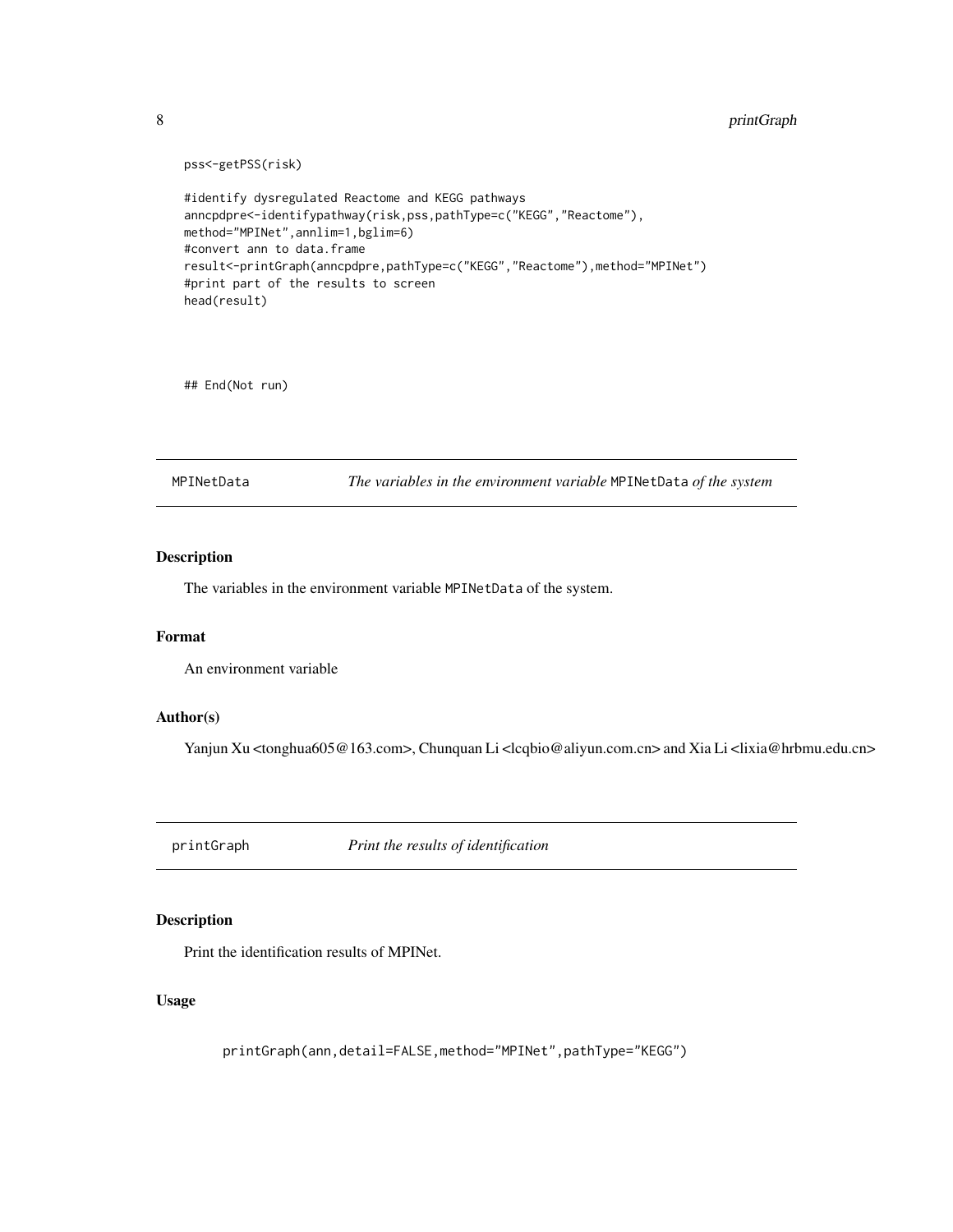```
pss<-getPSS(risk)

#identify dysregulated Reactome and KEGG pathways
anncpdpre<-identifypathway(risk,pss,pathType=c("KEGG","Reactome"),
method="MPINet",annlim=1,bglim=6)
#convert ann to data.frame
result<-printGraph(anncpdpre,pathType=c("KEGG","Reactome"),method="MPINet")
#print part of the results to screen
head(result)



## End(Not run)
```

## MPINetData — *The variables in the environment variable* `MPINetData` *of the system*

### Description

The variables in the environment variable `MPINetData` of the system.

### Format

An environment variable

### Author(s)

Yanjun Xu <tonghua605@163.com>, Chunquan Li <lcqbio@aliyun.com.cn> and Xia Li <lixia@hrbmu.edu.cn>

## printGraph — *Print the results of identification*

### Description

Print the identification results of MPINet.

### Usage

```
printGraph(ann,detail=FALSE,method="MPINet",pathType="KEGG")
```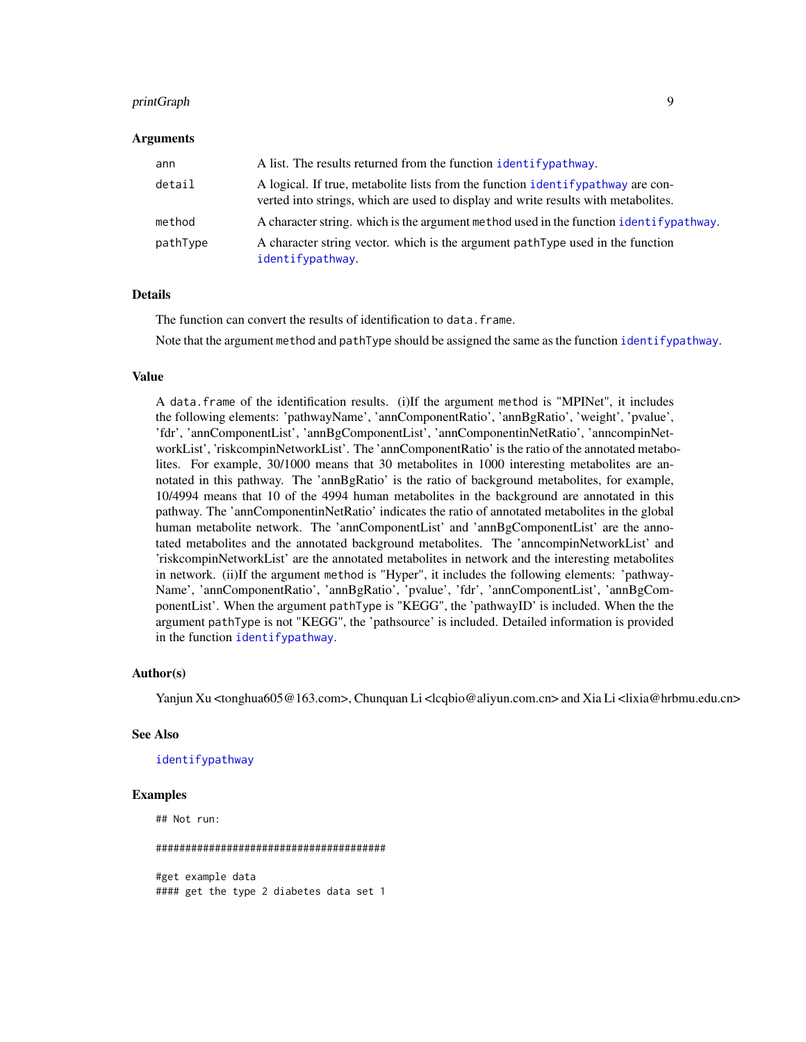### Arguments

| | |
|---|---|
| ann | A list. The results returned from the function identifypathway. |
| detail | A logical. If true, metabolite lists from the function identifypathway are converted into strings, which are used to display and write results with metabolites. |
| method | A character string. which is the argument method used in the function identifypathway. |
| pathType | A character string vector. which is the argument pathType used in the function identifypathway. |

### Details

The function can convert the results of identification to data.frame.

Note that the argument method and pathType should be assigned the same as the function identifypathway.

### Value

A data.frame of the identification results. (i)If the argument method is "MPINet", it includes the following elements: 'pathwayName', 'annComponentRatio', 'annBgRatio', 'weight', 'pvalue', 'fdr', 'annComponentList', 'annBgComponentList', 'annComponentinNetRatio', 'anncompinNetworkList', 'riskcompinNetworkList'. The 'annComponentRatio' is the ratio of the annotated metabolites. For example, 30/1000 means that 30 metabolites in 1000 interesting metabolites are annotated in this pathway. The 'annBgRatio' is the ratio of background metabolites, for example, 10/4994 means that 10 of the 4994 human metabolites in the background are annotated in this pathway. The 'annComponentinNetRatio' indicates the ratio of annotated metabolites in the global human metabolite network. The 'annComponentList' and 'annBgComponentList' are the annotated metabolites and the annotated background metabolites. The 'anncompinNetworkList' and 'riskcompinNetworkList' are the annotated metabolites in network and the interesting metabolites in network. (ii)If the argument method is "Hyper", it includes the following elements: 'pathwayName', 'annComponentRatio', 'annBgRatio', 'pvalue', 'fdr', 'annComponentList', 'annBgComponentList'. When the argument pathType is "KEGG", the 'pathwayID' is included. When the the argument pathType is not "KEGG", the 'pathsource' is included. Detailed information is provided in the function identifypathway.

### Author(s)

Yanjun Xu <tonghua605@163.com>, Chunquan Li <lcqbio@aliyun.com.cn> and Xia Li <lixia@hrbmu.edu.cn>

### See Also

identifypathway

### Examples

```
## Not run:

#######################################

#get example data
#### get the type 2 diabetes data set 1
```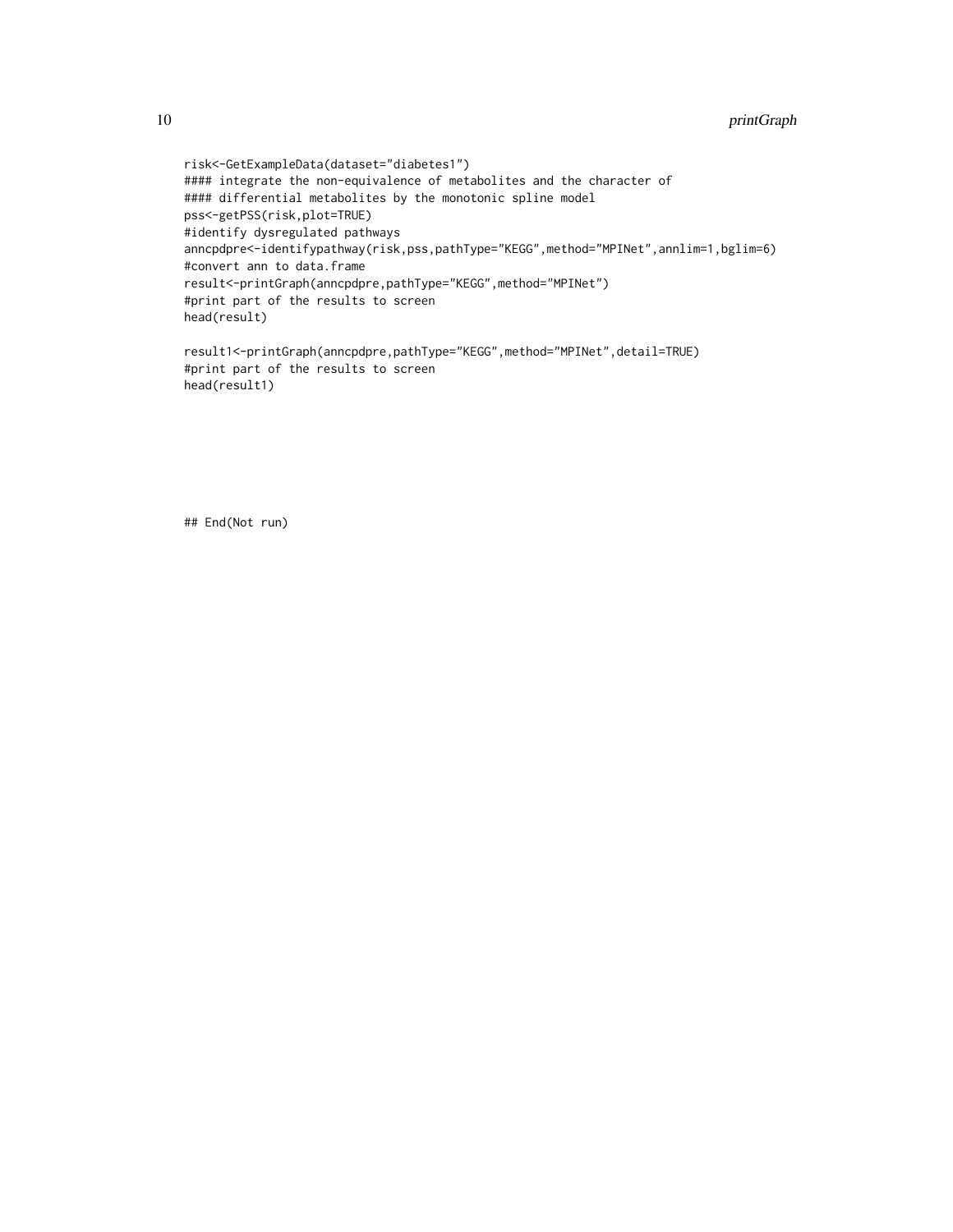```
risk<-GetExampleData(dataset="diabetes1")
#### integrate the non-equivalence of metabolites and the character of
#### differential metabolites by the monotonic spline model
pss<-getPSS(risk,plot=TRUE)
#identify dysregulated pathways
anncpdpre<-identifypathway(risk,pss,pathType="KEGG",method="MPINet",annlim=1,bglim=6)
#convert ann to data.frame
result<-printGraph(anncpdpre,pathType="KEGG",method="MPINet")
#print part of the results to screen
head(result)

result1<-printGraph(anncpdpre,pathType="KEGG",method="MPINet",detail=TRUE)
#print part of the results to screen
head(result1)






## End(Not run)
```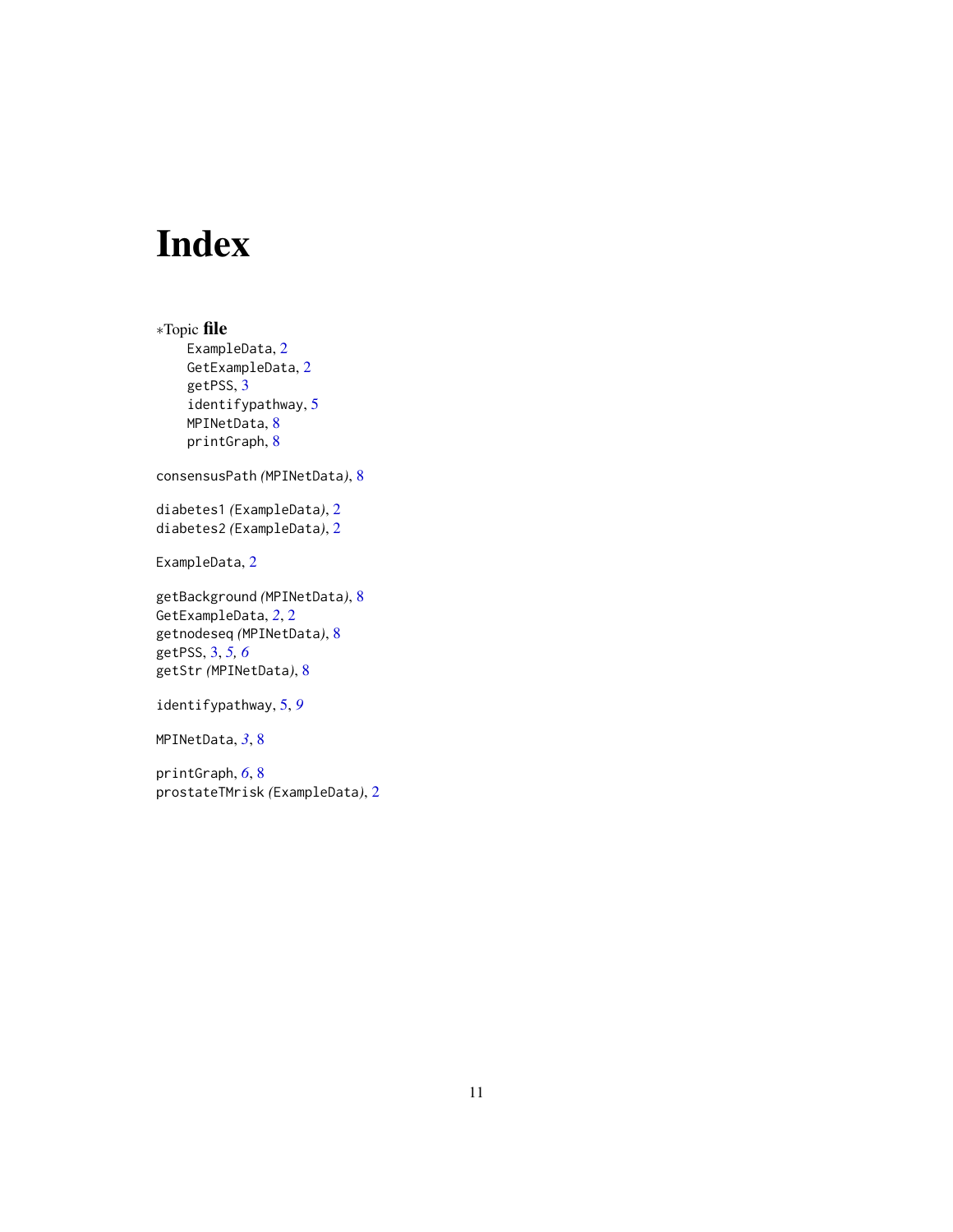# Index

*Topic **file**

ExampleData, 2
GetExampleData, 2
getPSS, 3
identifypathway, 5
MPINetData, 8
printGraph, 8

consensusPath *(*MPINetData*)*, 8

diabetes1 *(*ExampleData*)*, 2
diabetes2 *(*ExampleData*)*, 2

ExampleData, 2

getBackground *(*MPINetData*)*, 8
GetExampleData, *2*, 2
getnodeseq *(*MPINetData*)*, 8
getPSS, 3, *5*, *6*
getStr *(*MPINetData*)*, 8

identifypathway, 5, *9*

MPINetData, *3*, 8

printGraph, *6*, 8
prostateTMrisk *(*ExampleData*)*, 2